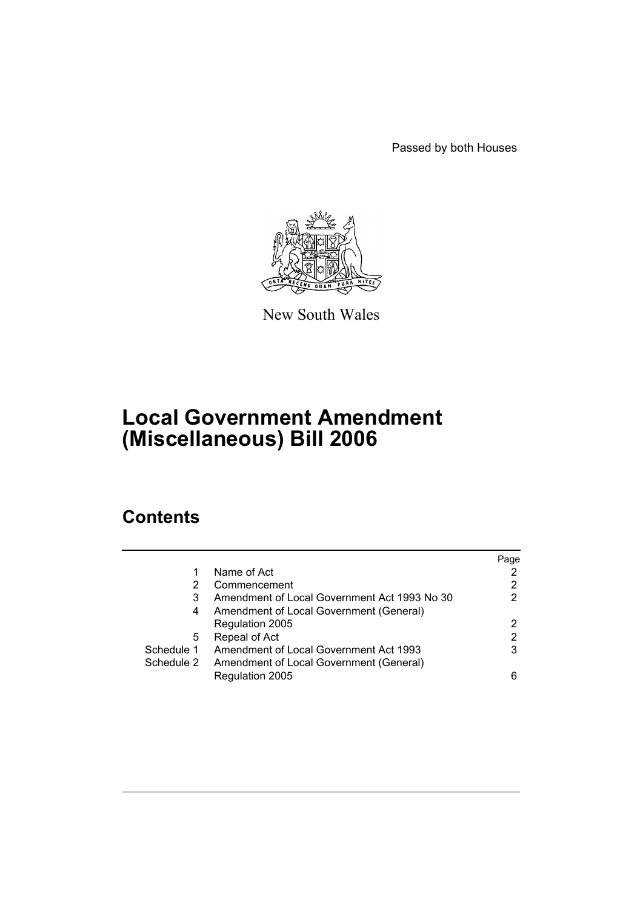Passed by both Houses

New South Wales

# Local Government Amendment (Miscellaneous) Bill 2006

## Contents

| | | Page |
|---|---|---|
| 1 | Name of Act | 2 |
| 2 | Commencement | 2 |
| 3 | Amendment of Local Government Act 1993 No 30 | 2 |
| 4 | Amendment of Local Government (General) Regulation 2005 | 2 |
| 5 | Repeal of Act | 2 |
| Schedule 1 | Amendment of Local Government Act 1993 | 3 |
| Schedule 2 | Amendment of Local Government (General) Regulation 2005 | 6 |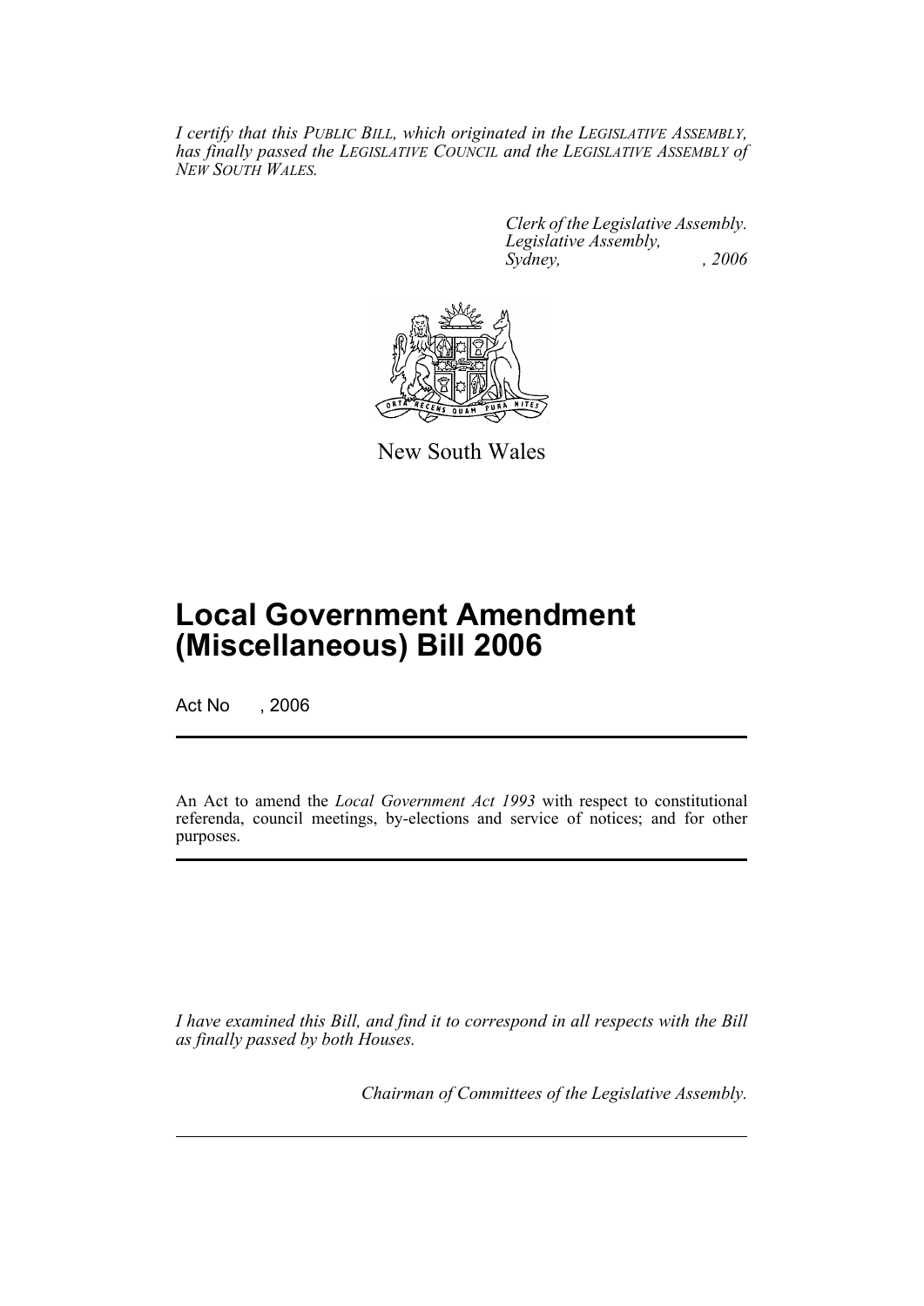*I certify that this PUBLIC BILL, which originated in the LEGISLATIVE ASSEMBLY, has finally passed the LEGISLATIVE COUNCIL and the LEGISLATIVE ASSEMBLY of NEW SOUTH WALES.*

*Clerk of the Legislative Assembly.*
*Legislative Assembly,*
*Sydney, , 2006*

New South Wales

# Local Government Amendment (Miscellaneous) Bill 2006

Act No , 2006

An Act to amend the *Local Government Act 1993* with respect to constitutional referenda, council meetings, by-elections and service of notices; and for other purposes.

*I have examined this Bill, and find it to correspond in all respects with the Bill as finally passed by both Houses.*

*Chairman of Committees of the Legislative Assembly.*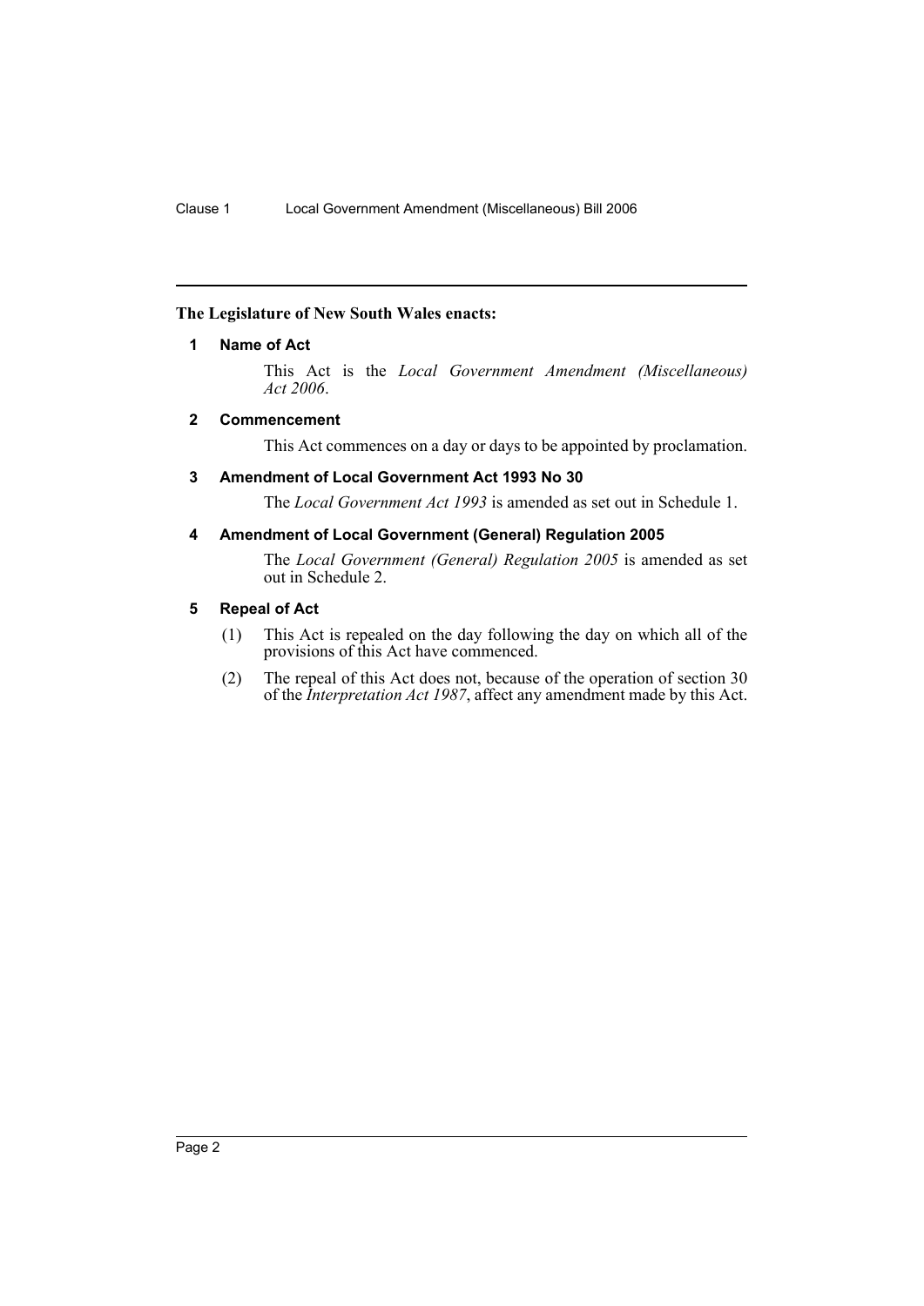**The Legislature of New South Wales enacts:**

### 1 Name of Act

This Act is the *Local Government Amendment (Miscellaneous) Act 2006*.

### 2 Commencement

This Act commences on a day or days to be appointed by proclamation.

### 3 Amendment of Local Government Act 1993 No 30

The *Local Government Act 1993* is amended as set out in Schedule 1.

### 4 Amendment of Local Government (General) Regulation 2005

The *Local Government (General) Regulation 2005* is amended as set out in Schedule 2.

### 5 Repeal of Act

(1) This Act is repealed on the day following the day on which all of the provisions of this Act have commenced.

(2) The repeal of this Act does not, because of the operation of section 30 of the *Interpretation Act 1987*, affect any amendment made by this Act.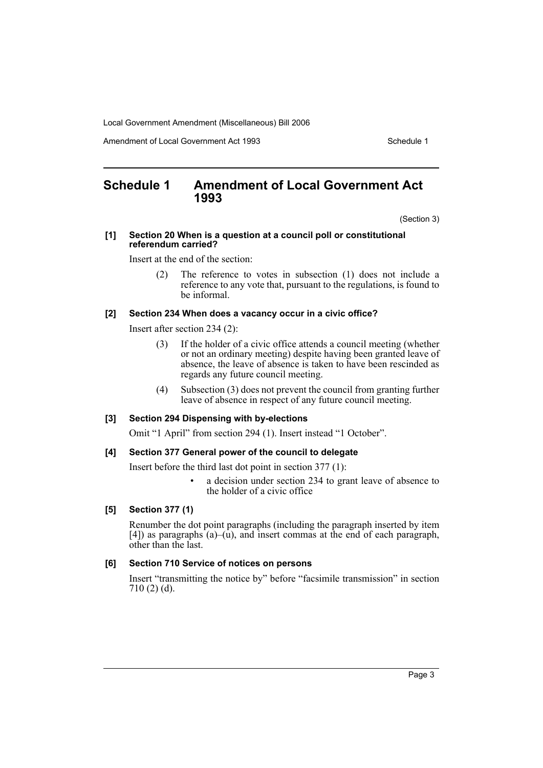# Schedule 1 Amendment of Local Government Act 1993

(Section 3)

**[1] Section 20 When is a question at a council poll or constitutional referendum carried?**

Insert at the end of the section:

> (2) The reference to votes in subsection (1) does not include a reference to any vote that, pursuant to the regulations, is found to be informal.

**[2] Section 234 When does a vacancy occur in a civic office?**

Insert after section 234 (2):

> (3) If the holder of a civic office attends a council meeting (whether or not an ordinary meeting) despite having been granted leave of absence, the leave of absence is taken to have been rescinded as regards any future council meeting.
>
> (4) Subsection (3) does not prevent the council from granting further leave of absence in respect of any future council meeting.

**[3] Section 294 Dispensing with by-elections**

Omit "1 April" from section 294 (1). Insert instead "1 October".

**[4] Section 377 General power of the council to delegate**

Insert before the third last dot point in section 377 (1):

> - a decision under section 234 to grant leave of absence to the holder of a civic office

**[5] Section 377 (1)**

Renumber the dot point paragraphs (including the paragraph inserted by item [4]) as paragraphs (a)–(u), and insert commas at the end of each paragraph, other than the last.

**[6] Section 710 Service of notices on persons**

Insert "transmitting the notice by" before "facsimile transmission" in section 710 (2) (d).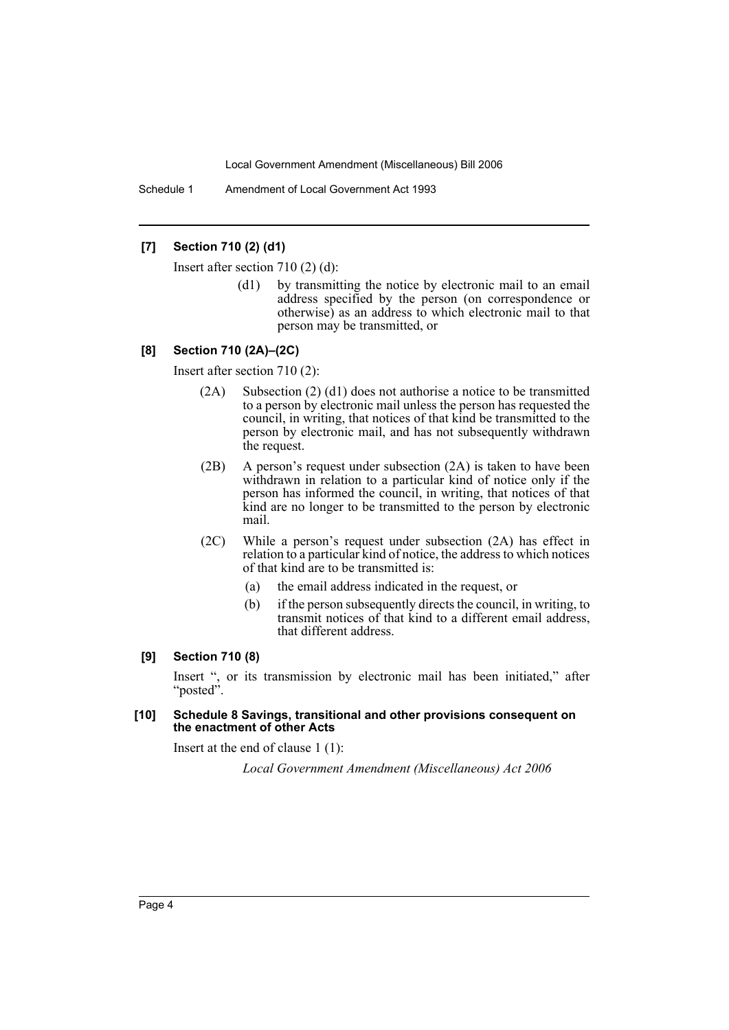**[7] Section 710 (2) (d1)**

Insert after section 710 (2) (d):

(d1) by transmitting the notice by electronic mail to an email address specified by the person (on correspondence or otherwise) as an address to which electronic mail to that person may be transmitted, or

**[8] Section 710 (2A)–(2C)**

Insert after section 710 (2):

(2A) Subsection (2) (d1) does not authorise a notice to be transmitted to a person by electronic mail unless the person has requested the council, in writing, that notices of that kind be transmitted to the person by electronic mail, and has not subsequently withdrawn the request.

(2B) A person's request under subsection (2A) is taken to have been withdrawn in relation to a particular kind of notice only if the person has informed the council, in writing, that notices of that kind are no longer to be transmitted to the person by electronic mail.

(2C) While a person's request under subsection (2A) has effect in relation to a particular kind of notice, the address to which notices of that kind are to be transmitted is:

(a) the email address indicated in the request, or

(b) if the person subsequently directs the council, in writing, to transmit notices of that kind to a different email address, that different address.

**[9] Section 710 (8)**

Insert ", or its transmission by electronic mail has been initiated," after "posted".

**[10] Schedule 8 Savings, transitional and other provisions consequent on the enactment of other Acts**

Insert at the end of clause 1 (1):

*Local Government Amendment (Miscellaneous) Act 2006*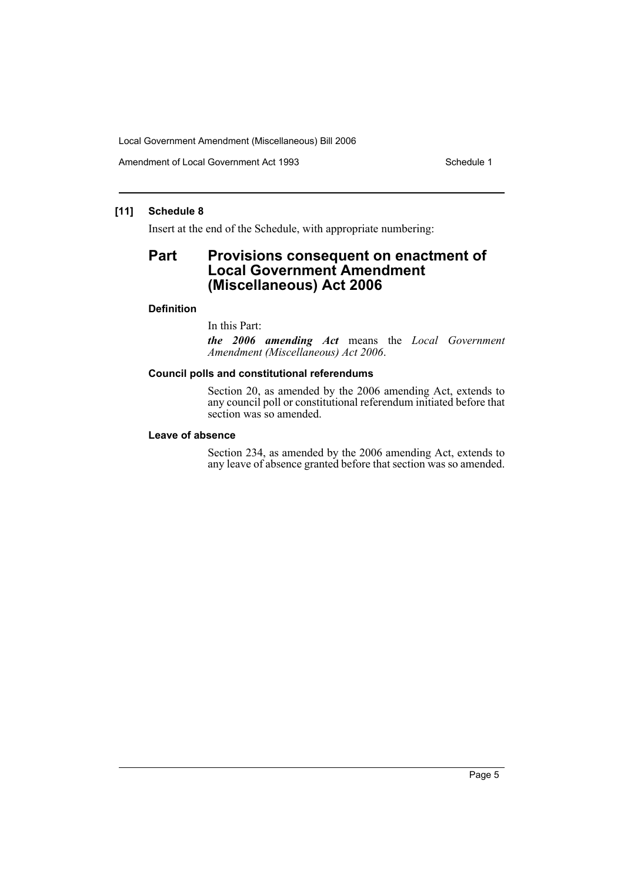## [11] Schedule 8

Insert at the end of the Schedule, with appropriate numbering:

# Part Provisions consequent on enactment of Local Government Amendment (Miscellaneous) Act 2006

### Definition

In this Part:

***the 2006 amending Act*** means the *Local Government Amendment (Miscellaneous) Act 2006*.

### Council polls and constitutional referendums

Section 20, as amended by the 2006 amending Act, extends to any council poll or constitutional referendum initiated before that section was so amended.

### Leave of absence

Section 234, as amended by the 2006 amending Act, extends to any leave of absence granted before that section was so amended.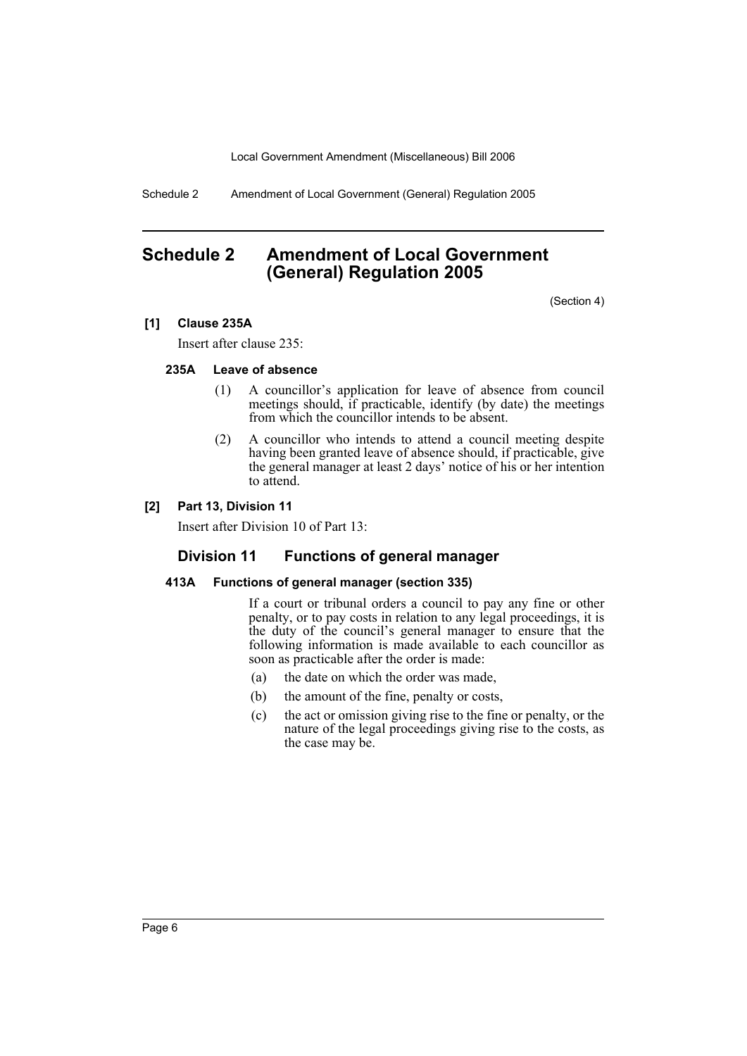# Schedule 2 Amendment of Local Government (General) Regulation 2005

(Section 4)

**[1] Clause 235A**

Insert after clause 235:

**235A Leave of absence**

(1) A councillor's application for leave of absence from council meetings should, if practicable, identify (by date) the meetings from which the councillor intends to be absent.

(2) A councillor who intends to attend a council meeting despite having been granted leave of absence should, if practicable, give the general manager at least 2 days' notice of his or her intention to attend.

**[2] Part 13, Division 11**

Insert after Division 10 of Part 13:

## Division 11 Functions of general manager

**413A Functions of general manager (section 335)**

If a court or tribunal orders a council to pay any fine or other penalty, or to pay costs in relation to any legal proceedings, it is the duty of the council's general manager to ensure that the following information is made available to each councillor as soon as practicable after the order is made:

(a) the date on which the order was made,

(b) the amount of the fine, penalty or costs,

(c) the act or omission giving rise to the fine or penalty, or the nature of the legal proceedings giving rise to the costs, as the case may be.